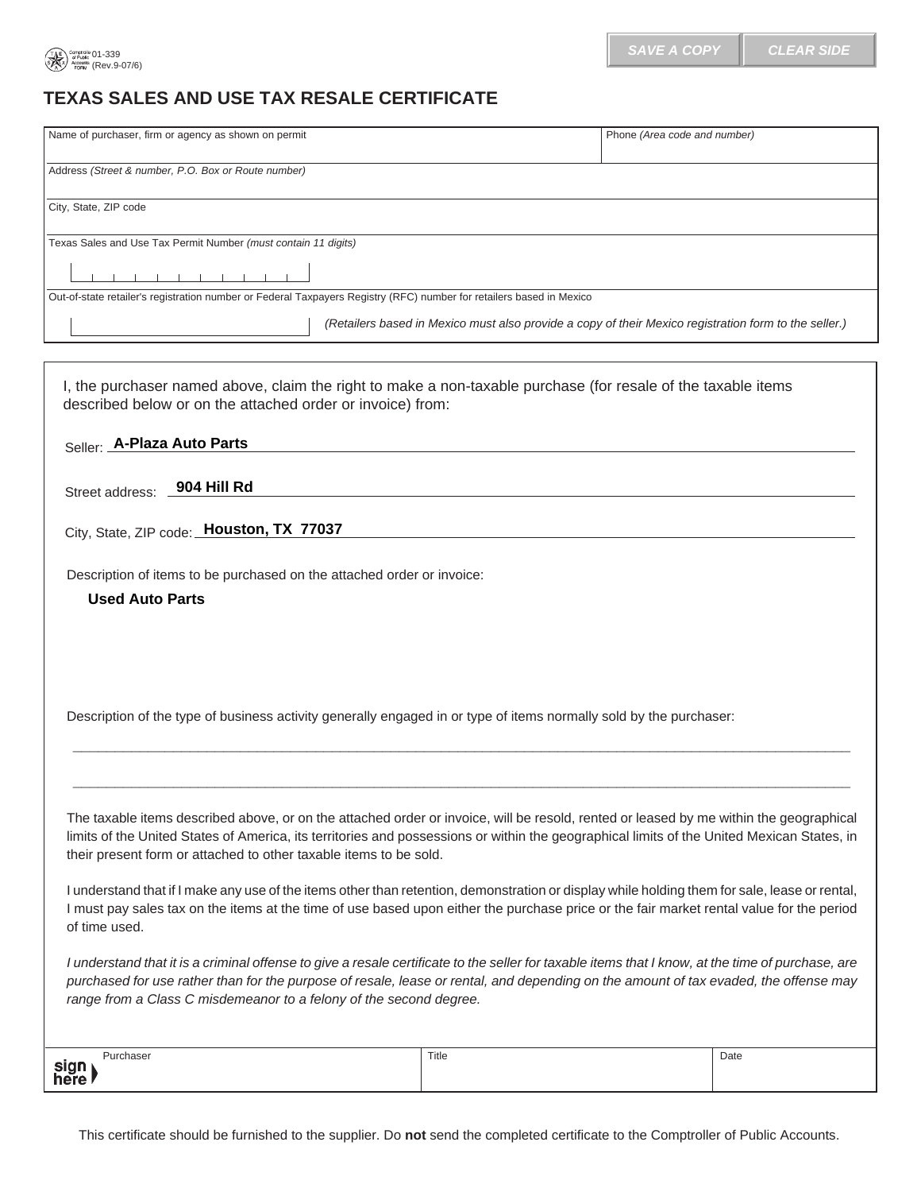01-339
(Rev.9-07/6)

SAVE A COPY | CLEAR SIDE

# TEXAS SALES AND USE TAX RESALE CERTIFICATE

| Name of purchaser, firm or agency as shown on permit | Phone *(Area code and number)* |
|---|---|
| Address *(Street & number, P.O. Box or Route number)* | |
| City, State, ZIP code | |
| Texas Sales and Use Tax Permit Number *(must contain 11 digits)* | |
| Out-of-state retailer's registration number or Federal Taxpayers Registry (RFC) number for retailers based in Mexico *(Retailers based in Mexico must also provide a copy of their Mexico registration form to the seller.)* | |

I, the purchaser named above, claim the right to make a non-taxable purchase (for resale of the taxable items described below or on the attached order or invoice) from:

Seller: **A-Plaza Auto Parts**

Street address: **904 Hill Rd**

City, State, ZIP code: **Houston, TX 77037**

Description of items to be purchased on the attached order or invoice:

**Used Auto Parts**

Description of the type of business activity generally engaged in or type of items normally sold by the purchaser:

_______________________________________________

_______________________________________________

The taxable items described above, or on the attached order or invoice, will be resold, rented or leased by me within the geographical limits of the United States of America, its territories and possessions or within the geographical limits of the United Mexican States, in their present form or attached to other taxable items to be sold.

I understand that if I make any use of the items other than retention, demonstration or display while holding them for sale, lease or rental, I must pay sales tax on the items at the time of use based upon either the purchase price or the fair market rental value for the period of time used.

*I understand that it is a criminal offense to give a resale certificate to the seller for taxable items that I know, at the time of purchase, are purchased for use rather than for the purpose of resale, lease or rental, and depending on the amount of tax evaded, the offense may range from a Class C misdemeanor to a felony of the second degree.*

| sign here ▶ Purchaser | Title | Date |
|---|---|---|
| | | |

This certificate should be furnished to the supplier. Do **not** send the completed certificate to the Comptroller of Public Accounts.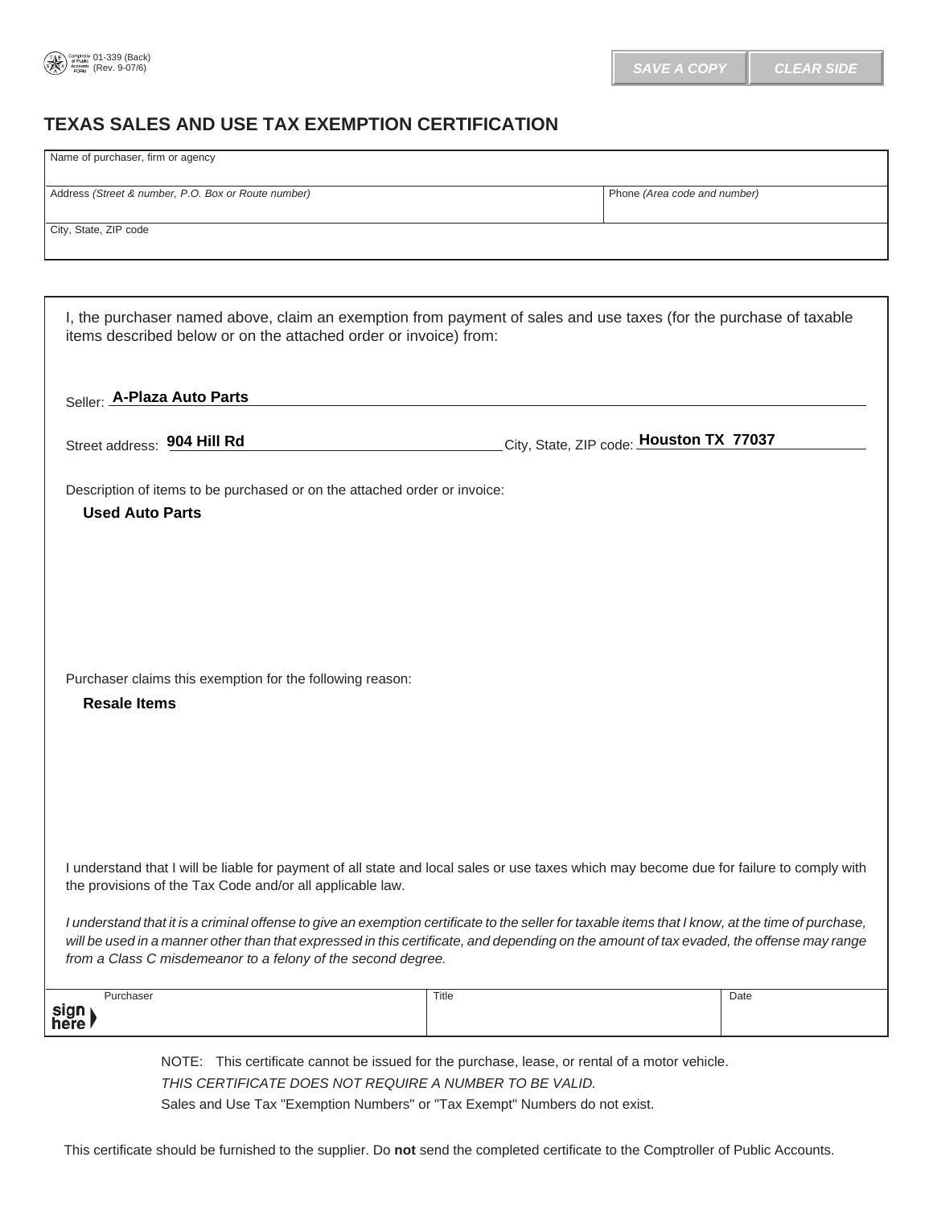01-339 (Back)
(Rev. 9-07/6)

# TEXAS SALES AND USE TAX EXEMPTION CERTIFICATION

| Name of purchaser, firm or agency | |
|---|---|
| Address *(Street & number, P.O. Box or Route number)* | Phone *(Area code and number)* |
| City, State, ZIP code | |

I, the purchaser named above, claim an exemption from payment of sales and use taxes (for the purchase of taxable items described below or on the attached order or invoice) from:

Seller: **A-Plaza Auto Parts**

Street address: **904 Hill Rd** City, State, ZIP code: **Houston TX 77037**

Description of items to be purchased or on the attached order or invoice:

**Used Auto Parts**

Purchaser claims this exemption for the following reason:

**Resale Items**

I understand that I will be liable for payment of all state and local sales or use taxes which may become due for failure to comply with the provisions of the Tax Code and/or all applicable law.

*I understand that it is a criminal offense to give an exemption certificate to the seller for taxable items that I know, at the time of purchase, will be used in a manner other than that expressed in this certificate, and depending on the amount of tax evaded, the offense may range from a Class C misdemeanor to a felony of the second degree.*

| sign here Purchaser | Title | Date |
|---|---|---|
| | | |

NOTE: This certificate cannot be issued for the purchase, lease, or rental of a motor vehicle.

*THIS CERTIFICATE DOES NOT REQUIRE A NUMBER TO BE VALID.*

Sales and Use Tax "Exemption Numbers" or "Tax Exempt" Numbers do not exist.

This certificate should be furnished to the supplier. Do **not** send the completed certificate to the Comptroller of Public Accounts.